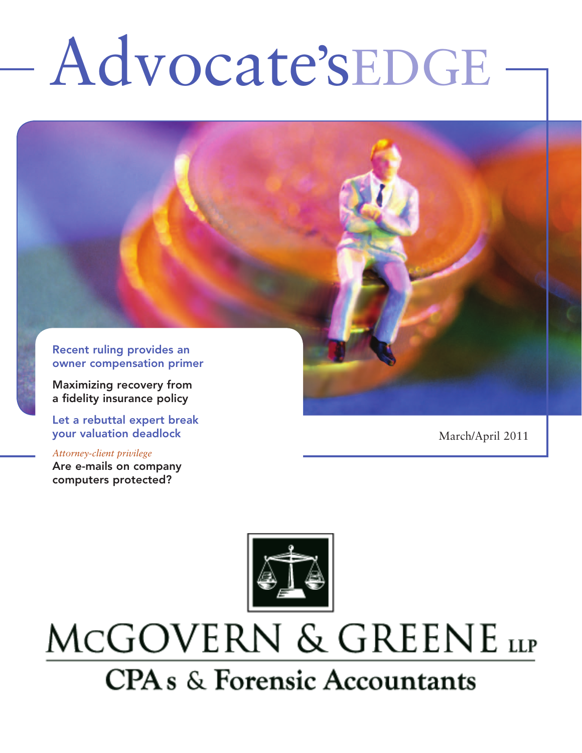# Advocate'sEDGE

March/April 2011

Recent ruling provides an owner compensation primer

Maximizing recovery from a fidelity insurance policy

Let a rebuttal expert break your valuation deadlock

*Attorney-client privilege*
Are e-mails on company computers protected?

McGOVERN & GREENE LLP

CPAs & Forensic Accountants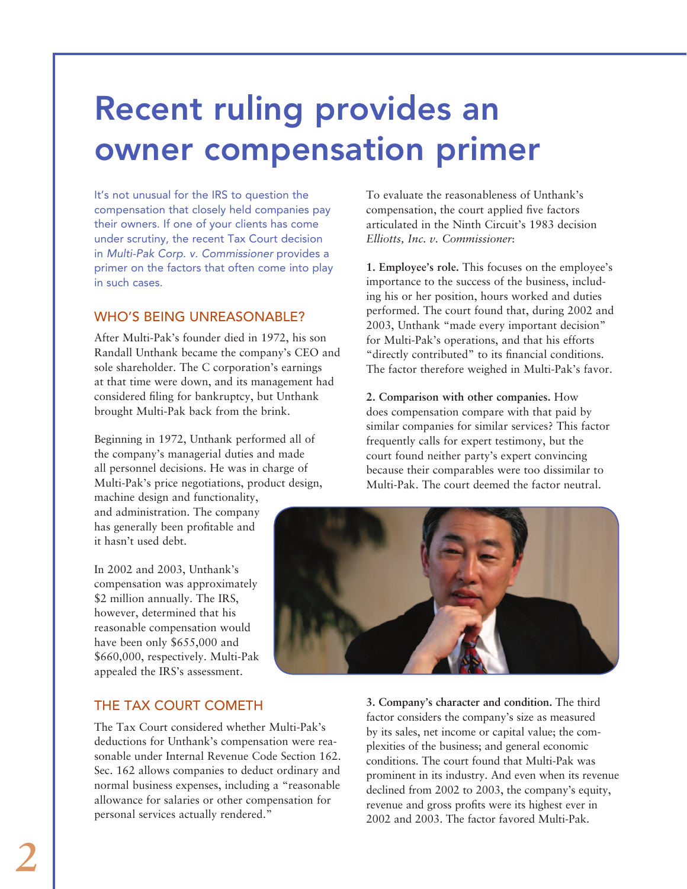# Recent ruling provides an owner compensation primer

It's not unusual for the IRS to question the compensation that closely held companies pay their owners. If one of your clients has come under scrutiny, the recent Tax Court decision in *Multi-Pak Corp. v. Commissioner* provides a primer on the factors that often come into play in such cases.

## WHO'S BEING UNREASONABLE?

After Multi-Pak's founder died in 1972, his son Randall Unthank became the company's CEO and sole shareholder. The C corporation's earnings at that time were down, and its management had considered filing for bankruptcy, but Unthank brought Multi-Pak back from the brink.

Beginning in 1972, Unthank performed all of the company's managerial duties and made all personnel decisions. He was in charge of Multi-Pak's price negotiations, product design, machine design and functionality, and administration. The company has generally been profitable and it hasn't used debt.

In 2002 and 2003, Unthank's compensation was approximately $2 million annually. The IRS, however, determined that his reasonable compensation would have been only $655,000 and $660,000, respectively. Multi-Pak appealed the IRS's assessment.

## THE TAX COURT COMETH

The Tax Court considered whether Multi-Pak's deductions for Unthank's compensation were reasonable under Internal Revenue Code Section 162. Sec. 162 allows companies to deduct ordinary and normal business expenses, including a "reasonable allowance for salaries or other compensation for personal services actually rendered."

To evaluate the reasonableness of Unthank's compensation, the court applied five factors articulated in the Ninth Circuit's 1983 decision *Elliotts, Inc. v. Commissioner*:

**1. Employee's role.** This focuses on the employee's importance to the success of the business, including his or her position, hours worked and duties performed. The court found that, during 2002 and 2003, Unthank "made every important decision" for Multi-Pak's operations, and that his efforts "directly contributed" to its financial conditions. The factor therefore weighed in Multi-Pak's favor.

**2. Comparison with other companies.** How does compensation compare with that paid by similar companies for similar services? This factor frequently calls for expert testimony, but the court found neither party's expert convincing because their comparables were too dissimilar to Multi-Pak. The court deemed the factor neutral.

**3. Company's character and condition.** The third factor considers the company's size as measured by its sales, net income or capital value; the complexities of the business; and general economic conditions. The court found that Multi-Pak was prominent in its industry. And even when its revenue declined from 2002 to 2003, the company's equity, revenue and gross profits were its highest ever in 2002 and 2003. The factor favored Multi-Pak.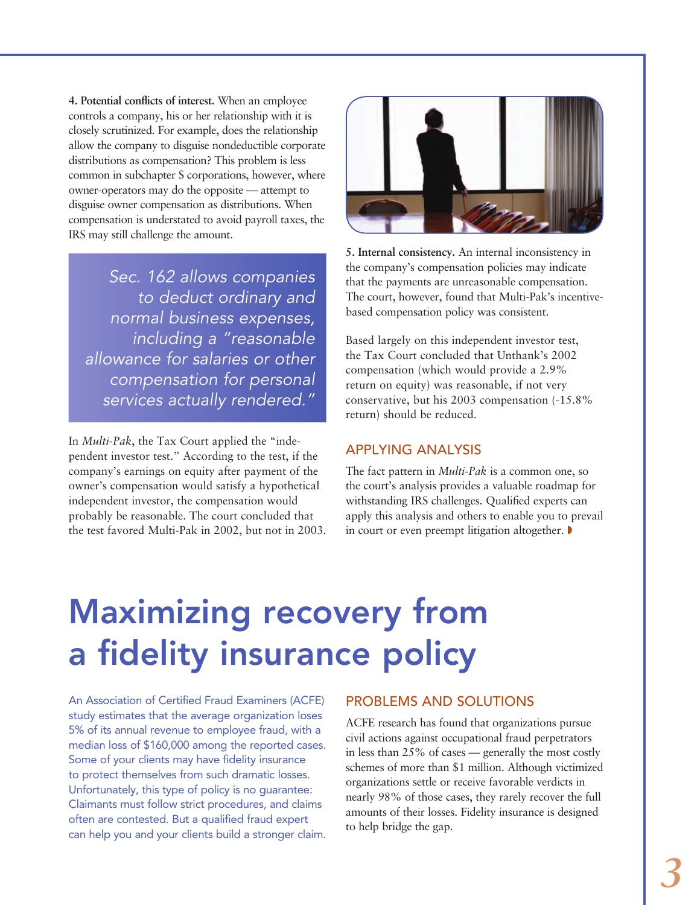**4. Potential conflicts of interest.** When an employee controls a company, his or her relationship with it is closely scrutinized. For example, does the relationship allow the company to disguise nondeductible corporate distributions as compensation? This problem is less common in subchapter S corporations, however, where owner-operators may do the opposite — attempt to disguise owner compensation as distributions. When compensation is understated to avoid payroll taxes, the IRS may still challenge the amount.

> *Sec. 162 allows companies to deduct ordinary and normal business expenses, including a "reasonable allowance for salaries or other compensation for personal services actually rendered."*

In *Multi-Pak*, the Tax Court applied the "independent investor test." According to the test, if the company's earnings on equity after payment of the owner's compensation would satisfy a hypothetical independent investor, the compensation would probably be reasonable. The court concluded that the test favored Multi-Pak in 2002, but not in 2003.

**5. Internal consistency.** An internal inconsistency in the company's compensation policies may indicate that the payments are unreasonable compensation. The court, however, found that Multi-Pak's incentive-based compensation policy was consistent.

Based largely on this independent investor test, the Tax Court concluded that Unthank's 2002 compensation (which would provide a 2.9% return on equity) was reasonable, if not very conservative, but his 2003 compensation (-15.8% return) should be reduced.

## APPLYING ANALYSIS

The fact pattern in *Multi-Pak* is a common one, so the court's analysis provides a valuable roadmap for withstanding IRS challenges. Qualified experts can apply this analysis and others to enable you to prevail in court or even preempt litigation altogether.

# Maximizing recovery from a fidelity insurance policy

An Association of Certified Fraud Examiners (ACFE) study estimates that the average organization loses 5% of its annual revenue to employee fraud, with a median loss of $160,000 among the reported cases. Some of your clients may have fidelity insurance to protect themselves from such dramatic losses. Unfortunately, this type of policy is no guarantee: Claimants must follow strict procedures, and claims often are contested. But a qualified fraud expert can help you and your clients build a stronger claim.

## PROBLEMS AND SOLUTIONS

ACFE research has found that organizations pursue civil actions against occupational fraud perpetrators in less than 25% of cases — generally the most costly schemes of more than $1 million. Although victimized organizations settle or receive favorable verdicts in nearly 98% of those cases, they rarely recover the full amounts of their losses. Fidelity insurance is designed to help bridge the gap.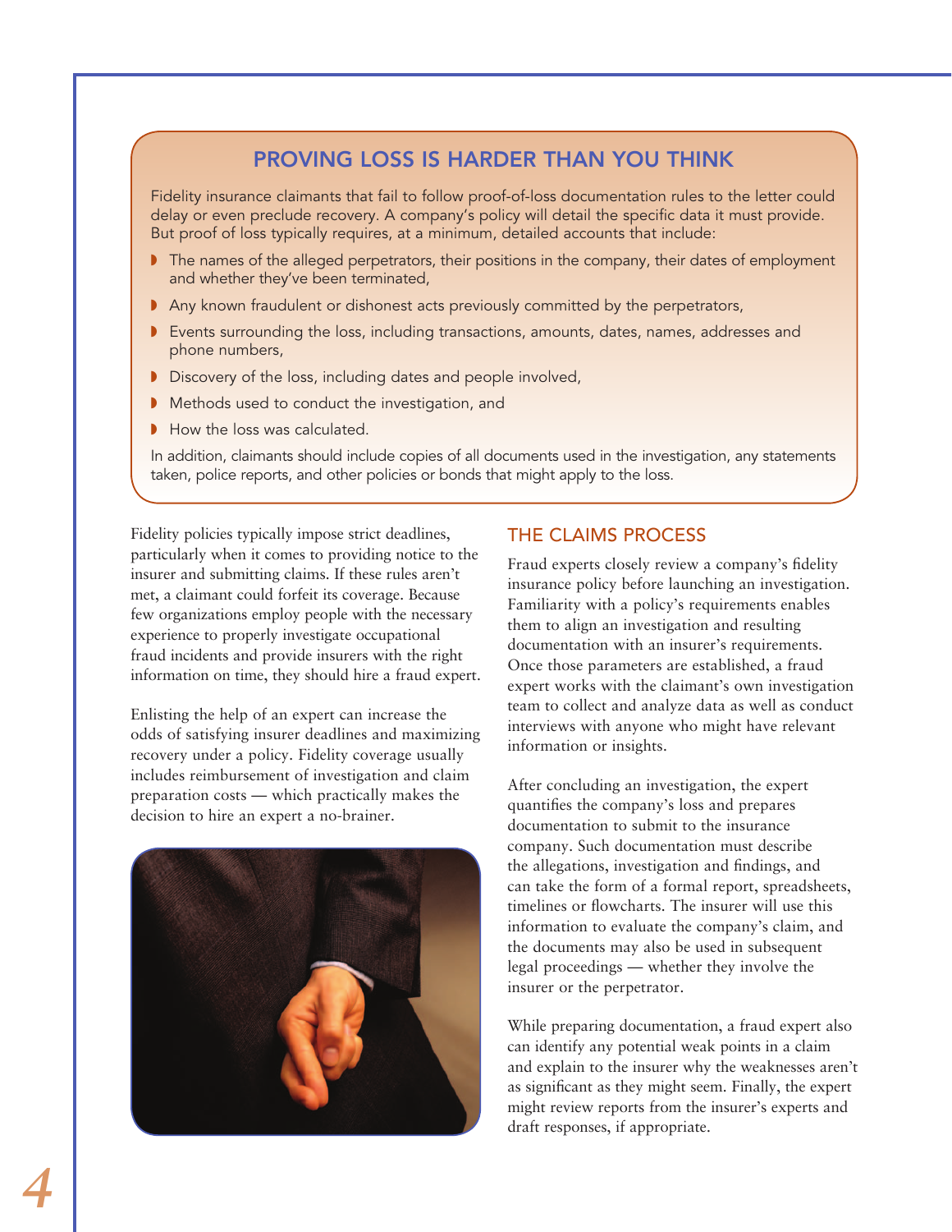## PROVING LOSS IS HARDER THAN YOU THINK

Fidelity insurance claimants that fail to follow proof-of-loss documentation rules to the letter could delay or even preclude recovery. A company's policy will detail the specific data it must provide. But proof of loss typically requires, at a minimum, detailed accounts that include:

- The names of the alleged perpetrators, their positions in the company, their dates of employment and whether they've been terminated,
- Any known fraudulent or dishonest acts previously committed by the perpetrators,
- Events surrounding the loss, including transactions, amounts, dates, names, addresses and phone numbers,
- Discovery of the loss, including dates and people involved,
- Methods used to conduct the investigation, and
- How the loss was calculated.

In addition, claimants should include copies of all documents used in the investigation, any statements taken, police reports, and other policies or bonds that might apply to the loss.

Fidelity policies typically impose strict deadlines, particularly when it comes to providing notice to the insurer and submitting claims. If these rules aren't met, a claimant could forfeit its coverage. Because few organizations employ people with the necessary experience to properly investigate occupational fraud incidents and provide insurers with the right information on time, they should hire a fraud expert.

Enlisting the help of an expert can increase the odds of satisfying insurer deadlines and maximizing recovery under a policy. Fidelity coverage usually includes reimbursement of investigation and claim preparation costs — which practically makes the decision to hire an expert a no-brainer.

## THE CLAIMS PROCESS

Fraud experts closely review a company's fidelity insurance policy before launching an investigation. Familiarity with a policy's requirements enables them to align an investigation and resulting documentation with an insurer's requirements. Once those parameters are established, a fraud expert works with the claimant's own investigation team to collect and analyze data as well as conduct interviews with anyone who might have relevant information or insights.

After concluding an investigation, the expert quantifies the company's loss and prepares documentation to submit to the insurance company. Such documentation must describe the allegations, investigation and findings, and can take the form of a formal report, spreadsheets, timelines or flowcharts. The insurer will use this information to evaluate the company's claim, and the documents may also be used in subsequent legal proceedings — whether they involve the insurer or the perpetrator.

While preparing documentation, a fraud expert also can identify any potential weak points in a claim and explain to the insurer why the weaknesses aren't as significant as they might seem. Finally, the expert might review reports from the insurer's experts and draft responses, if appropriate.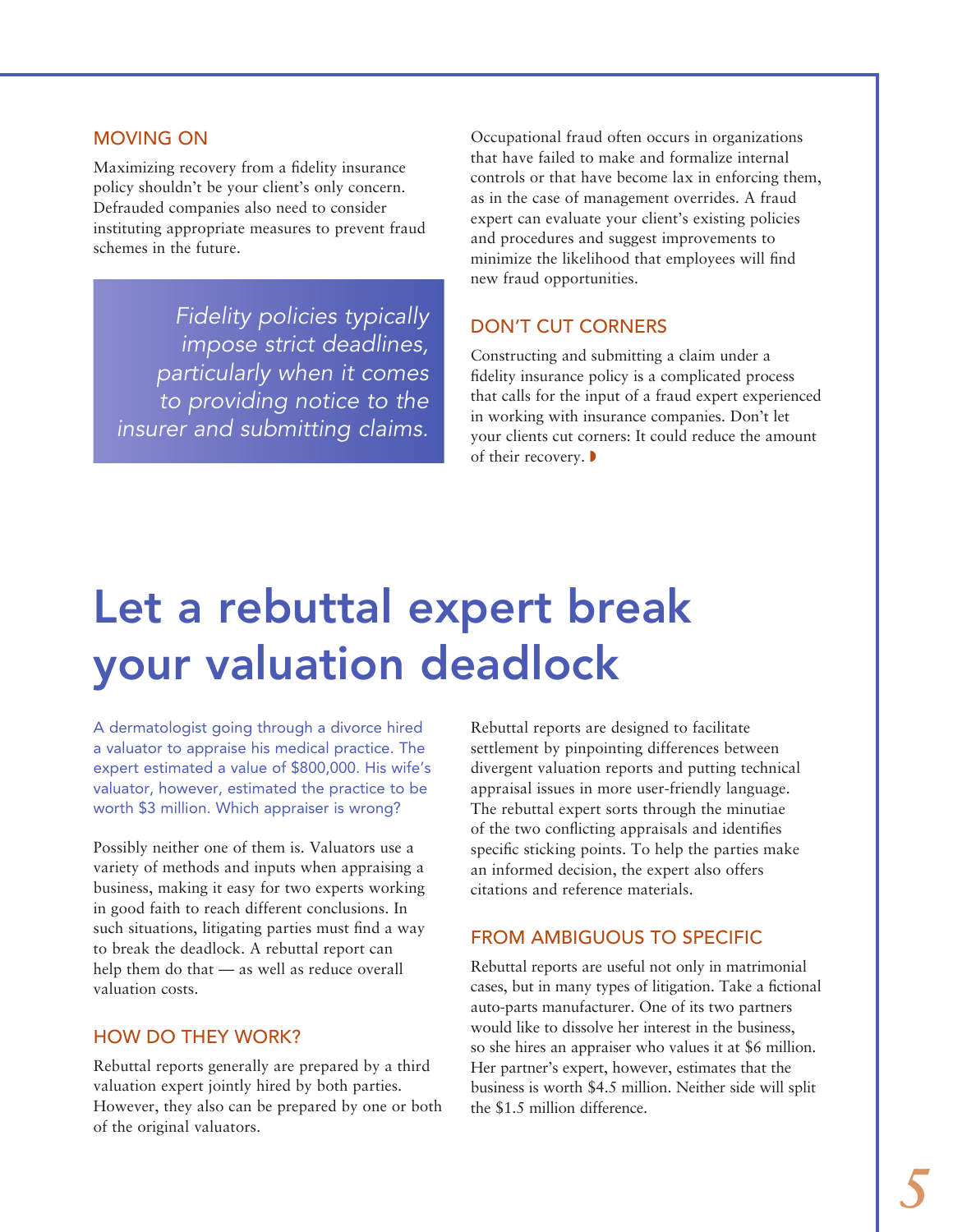### MOVING ON

Maximizing recovery from a fidelity insurance policy shouldn't be your client's only concern. Defrauded companies also need to consider instituting appropriate measures to prevent fraud schemes in the future.

> *Fidelity policies typically impose strict deadlines, particularly when it comes to providing notice to the insurer and submitting claims.*

Occupational fraud often occurs in organizations that have failed to make and formalize internal controls or that have become lax in enforcing them, as in the case of management overrides. A fraud expert can evaluate your client's existing policies and procedures and suggest improvements to minimize the likelihood that employees will find new fraud opportunities.

### DON'T CUT CORNERS

Constructing and submitting a claim under a fidelity insurance policy is a complicated process that calls for the input of a fraud expert experienced in working with insurance companies. Don't let your clients cut corners: It could reduce the amount of their recovery. ◗

# Let a rebuttal expert break your valuation deadlock

A dermatologist going through a divorce hired a valuator to appraise his medical practice. The expert estimated a value of $800,000. His wife's valuator, however, estimated the practice to be worth $3 million. Which appraiser is wrong?

Possibly neither one of them is. Valuators use a variety of methods and inputs when appraising a business, making it easy for two experts working in good faith to reach different conclusions. In such situations, litigating parties must find a way to break the deadlock. A rebuttal report can help them do that — as well as reduce overall valuation costs.

### HOW DO THEY WORK?

Rebuttal reports generally are prepared by a third valuation expert jointly hired by both parties. However, they also can be prepared by one or both of the original valuators.

Rebuttal reports are designed to facilitate settlement by pinpointing differences between divergent valuation reports and putting technical appraisal issues in more user-friendly language. The rebuttal expert sorts through the minutiae of the two conflicting appraisals and identifies specific sticking points. To help the parties make an informed decision, the expert also offers citations and reference materials.

### FROM AMBIGUOUS TO SPECIFIC

Rebuttal reports are useful not only in matrimonial cases, but in many types of litigation. Take a fictional auto-parts manufacturer. One of its two partners would like to dissolve her interest in the business, so she hires an appraiser who values it at $6 million. Her partner's expert, however, estimates that the business is worth $4.5 million. Neither side will split the $1.5 million difference.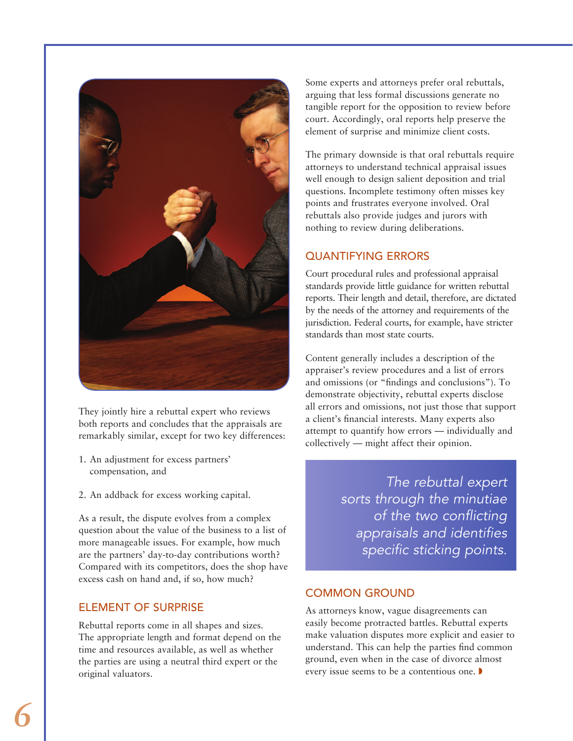They jointly hire a rebuttal expert who reviews both reports and concludes that the appraisals are remarkably similar, except for two key differences:

1. An adjustment for excess partners' compensation, and
2. An addback for excess working capital.

As a result, the dispute evolves from a complex question about the value of the business to a list of more manageable issues. For example, how much are the partners' day-to-day contributions worth? Compared with its competitors, does the shop have excess cash on hand and, if so, how much?

## ELEMENT OF SURPRISE

Rebuttal reports come in all shapes and sizes. The appropriate length and format depend on the time and resources available, as well as whether the parties are using a neutral third expert or the original valuators.

Some experts and attorneys prefer oral rebuttals, arguing that less formal discussions generate no tangible report for the opposition to review before court. Accordingly, oral reports help preserve the element of surprise and minimize client costs.

The primary downside is that oral rebuttals require attorneys to understand technical appraisal issues well enough to design salient deposition and trial questions. Incomplete testimony often misses key points and frustrates everyone involved. Oral rebuttals also provide judges and jurors with nothing to review during deliberations.

## QUANTIFYING ERRORS

Court procedural rules and professional appraisal standards provide little guidance for written rebuttal reports. Their length and detail, therefore, are dictated by the needs of the attorney and requirements of the jurisdiction. Federal courts, for example, have stricter standards than most state courts.

Content generally includes a description of the appraiser's review procedures and a list of errors and omissions (or "findings and conclusions"). To demonstrate objectivity, rebuttal experts disclose all errors and omissions, not just those that support a client's financial interests. Many experts also attempt to quantify how errors — individually and collectively — might affect their opinion.

*The rebuttal expert sorts through the minutiae of the two conflicting appraisals and identifies specific sticking points.*

## COMMON GROUND

As attorneys know, vague disagreements can easily become protracted battles. Rebuttal experts make valuation disputes more explicit and easier to understand. This can help the parties find common ground, even when in the case of divorce almost every issue seems to be a contentious one.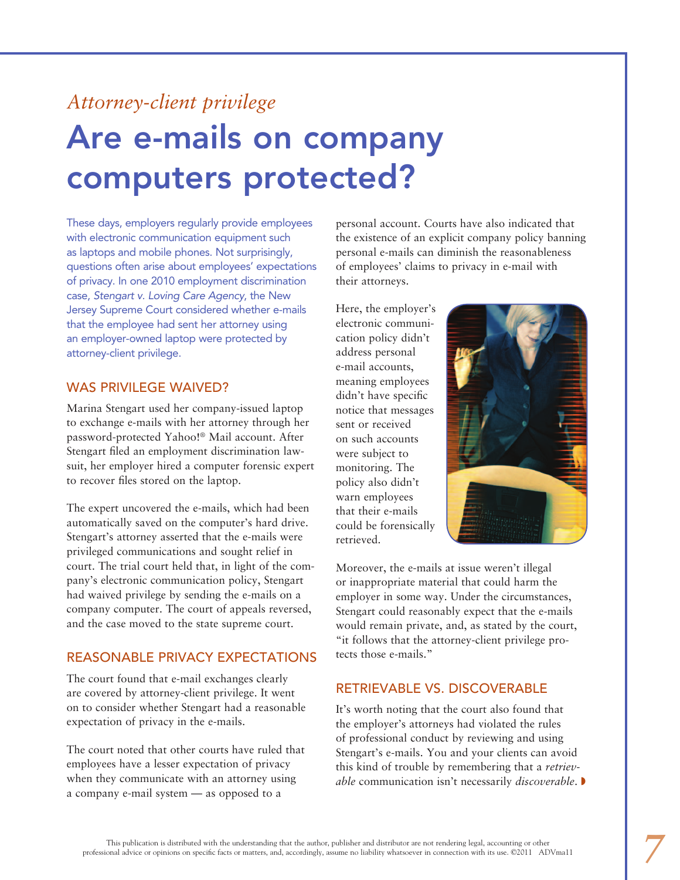*Attorney-client privilege*

# Are e-mails on company computers protected?

These days, employers regularly provide employees with electronic communication equipment such as laptops and mobile phones. Not surprisingly, questions often arise about employees' expectations of privacy. In one 2010 employment discrimination case, *Stengart v. Loving Care Agency,* the New Jersey Supreme Court considered whether e-mails that the employee had sent her attorney using an employer-owned laptop were protected by attorney-client privilege.

## WAS PRIVILEGE WAIVED?

Marina Stengart used her company-issued laptop to exchange e-mails with her attorney through her password-protected Yahoo!® Mail account. After Stengart filed an employment discrimination lawsuit, her employer hired a computer forensic expert to recover files stored on the laptop.

The expert uncovered the e-mails, which had been automatically saved on the computer's hard drive. Stengart's attorney asserted that the e-mails were privileged communications and sought relief in court. The trial court held that, in light of the company's electronic communication policy, Stengart had waived privilege by sending the e-mails on a company computer. The court of appeals reversed, and the case moved to the state supreme court.

## REASONABLE PRIVACY EXPECTATIONS

The court found that e-mail exchanges clearly are covered by attorney-client privilege. It went on to consider whether Stengart had a reasonable expectation of privacy in the e-mails.

The court noted that other courts have ruled that employees have a lesser expectation of privacy when they communicate with an attorney using a company e-mail system — as opposed to a personal account. Courts have also indicated that the existence of an explicit company policy banning personal e-mails can diminish the reasonableness of employees' claims to privacy in e-mail with their attorneys.

Here, the employer's electronic communication policy didn't address personal e-mail accounts, meaning employees didn't have specific notice that messages sent or received on such accounts were subject to monitoring. The policy also didn't warn employees that their e-mails could be forensically retrieved.

Moreover, the e-mails at issue weren't illegal or inappropriate material that could harm the employer in some way. Under the circumstances, Stengart could reasonably expect that the e-mails would remain private, and, as stated by the court, "it follows that the attorney-client privilege protects those e-mails."

## RETRIEVABLE VS. DISCOVERABLE

It's worth noting that the court also found that the employer's attorneys had violated the rules of professional conduct by reviewing and using Stengart's e-mails. You and your clients can avoid this kind of trouble by remembering that a *retrievable* communication isn't necessarily *discoverable*.

This publication is distributed with the understanding that the author, publisher and distributor are not rendering legal, accounting or other professional advice or opinions on specific facts or matters, and, accordingly, assume no liability whatsoever in connection with its use. ©2011 ADVma11